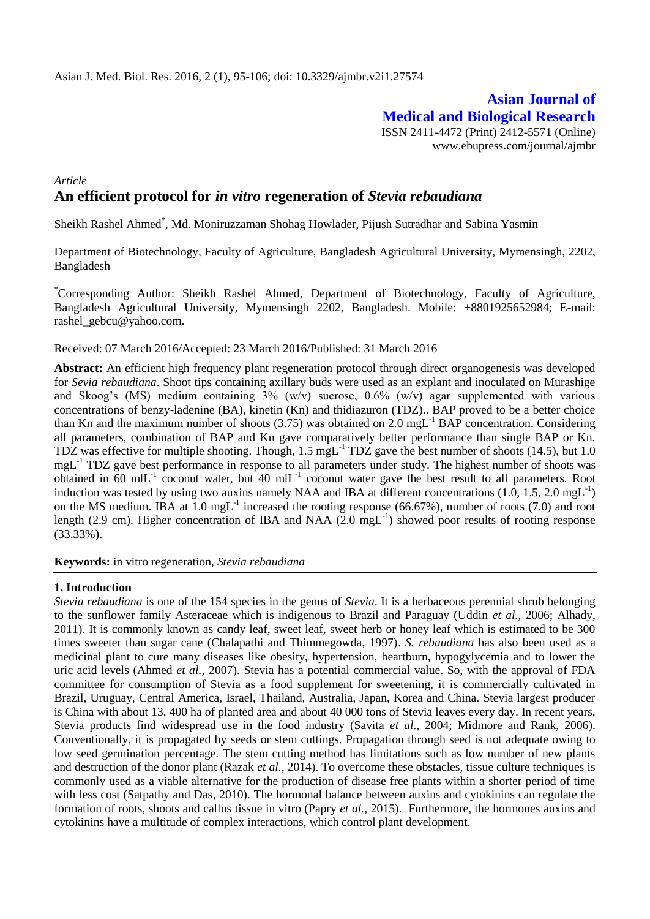# Asian Journal of Medical and Biological Research

ISSN 2411-4472 (Print) 2412-5571 (Online)
www.ebupress.com/journal/ajmbr

*Article*

## An efficient protocol for *in vitro* regeneration of *Stevia rebaudiana*

Sheikh Rashel Ahmed*, Md. Moniruzzaman Shohag Howlader, Pijush Sutradhar and Sabina Yasmin

Department of Biotechnology, Faculty of Agriculture, Bangladesh Agricultural University, Mymensingh, 2202, Bangladesh

*Corresponding Author: Sheikh Rashel Ahmed, Department of Biotechnology, Faculty of Agriculture, Bangladesh Agricultural University, Mymensingh 2202, Bangladesh. Mobile: +8801925652984; E-mail: rashel_gebcu@yahoo.com.

Received: 07 March 2016/Accepted: 23 March 2016/Published: 31 March 2016

**Abstract:** An efficient high frequency plant regeneration protocol through direct organogenesis was developed for *Sevia rebaudiana*. Shoot tips containing axillary buds were used as an explant and inoculated on Murashige and Skoog's (MS) medium containing 3% (w/v) sucrose, 0.6% (w/v) agar supplemented with various concentrations of benzy-ladenine (BA), kinetin (Kn) and thidiazuron (TDZ).. BAP proved to be a better choice than Kn and the maximum number of shoots (3.75) was obtained on 2.0 mgL$^{-1}$ BAP concentration. Considering all parameters, combination of BAP and Kn gave comparatively better performance than single BAP or Kn. TDZ was effective for multiple shooting. Though, 1.5 mgL$^{-1}$ TDZ gave the best number of shoots (14.5), but 1.0 mgL$^{-1}$ TDZ gave best performance in response to all parameters under study. The highest number of shoots was obtained in 60 mlL$^{-1}$ coconut water, but 40 mlL$^{-1}$ coconut water gave the best result to all parameters. Root induction was tested by using two auxins namely NAA and IBA at different concentrations (1.0, 1.5, 2.0 mgL$^{-1}$) on the MS medium. IBA at 1.0 mgL$^{-1}$ increased the rooting response (66.67%), number of roots (7.0) and root length (2.9 cm). Higher concentration of IBA and NAA (2.0 mgL$^{-1}$) showed poor results of rooting response (33.33%).

**Keywords:** in vitro regeneration, *Stevia rebaudiana*

## 1. Introduction

*Stevia rebaudiana* is one of the 154 species in the genus of *Stevia*. It is a herbaceous perennial shrub belonging to the sunflower family Asteraceae which is indigenous to Brazil and Paraguay (Uddin *et al.*, 2006; Alhady, 2011). It is commonly known as candy leaf, sweet leaf, sweet herb or honey leaf which is estimated to be 300 times sweeter than sugar cane (Chalapathi and Thimmegowda, 1997). *S. rebaudiana* has also been used as a medicinal plant to cure many diseases like obesity, hypertension, heartburn, hypogylycemia and to lower the uric acid levels (Ahmed *et al.,* 2007). Stevia has a potential commercial value. So, with the approval of FDA committee for consumption of Stevia as a food supplement for sweetening, it is commercially cultivated in Brazil, Uruguay, Central America, Israel, Thailand, Australia, Japan, Korea and China. Stevia largest producer is China with about 13, 400 ha of planted area and about 40 000 tons of Stevia leaves every day. In recent years, Stevia products find widespread use in the food industry (Savita *et al.*, 2004; Midmore and Rank, 2006). Conventionally, it is propagated by seeds or stem cuttings. Propagation through seed is not adequate owing to low seed germination percentage. The stem cutting method has limitations such as low number of new plants and destruction of the donor plant (Razak *et al.,* 2014). To overcome these obstacles, tissue culture techniques is commonly used as a viable alternative for the production of disease free plants within a shorter period of time with less cost (Satpathy and Das, 2010). The hormonal balance between auxins and cytokinins can regulate the formation of roots, shoots and callus tissue in vitro (Papry *et al.,* 2015). Furthermore, the hormones auxins and cytokinins have a multitude of complex interactions, which control plant development.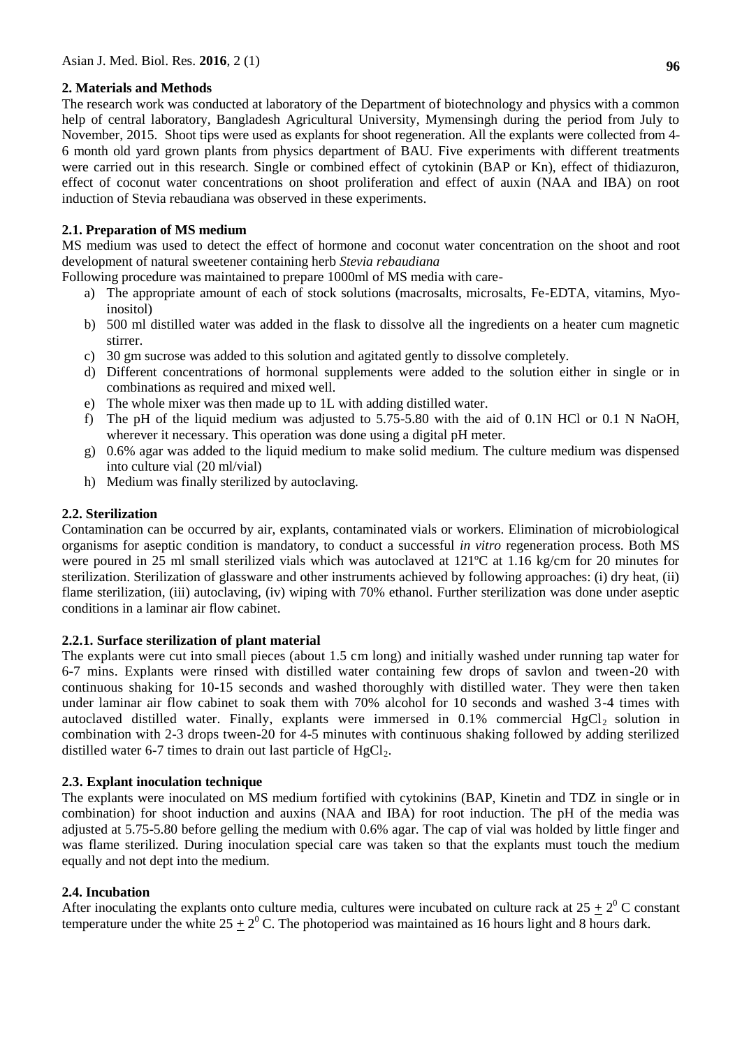## 2. Materials and Methods

The research work was conducted at laboratory of the Department of biotechnology and physics with a common help of central laboratory, Bangladesh Agricultural University, Mymensingh during the period from July to November, 2015. Shoot tips were used as explants for shoot regeneration. All the explants were collected from 4-6 month old yard grown plants from physics department of BAU. Five experiments with different treatments were carried out in this research. Single or combined effect of cytokinin (BAP or Kn), effect of thidiazuron, effect of coconut water concentrations on shoot proliferation and effect of auxin (NAA and IBA) on root induction of Stevia rebaudiana was observed in these experiments.

### 2.1. Preparation of MS medium

MS medium was used to detect the effect of hormone and coconut water concentration on the shoot and root development of natural sweetener containing herb *Stevia rebaudiana*

Following procedure was maintained to prepare 1000ml of MS media with care-

a) The appropriate amount of each of stock solutions (macrosalts, microsalts, Fe-EDTA, vitamins, Myo-inositol)
b) 500 ml distilled water was added in the flask to dissolve all the ingredients on a heater cum magnetic stirrer.
c) 30 gm sucrose was added to this solution and agitated gently to dissolve completely.
d) Different concentrations of hormonal supplements were added to the solution either in single or in combinations as required and mixed well.
e) The whole mixer was then made up to 1L with adding distilled water.
f) The pH of the liquid medium was adjusted to 5.75-5.80 with the aid of 0.1N HCl or 0.1 N NaOH, wherever it necessary. This operation was done using a digital pH meter.
g) 0.6% agar was added to the liquid medium to make solid medium. The culture medium was dispensed into culture vial (20 ml/vial)
h) Medium was finally sterilized by autoclaving.

### 2.2. Sterilization

Contamination can be occurred by air, explants, contaminated vials or workers. Elimination of microbiological organisms for aseptic condition is mandatory, to conduct a successful *in vitro* regeneration process. Both MS were poured in 25 ml small sterilized vials which was autoclaved at 121ºC at 1.16 kg/cm for 20 minutes for sterilization. Sterilization of glassware and other instruments achieved by following approaches: (i) dry heat, (ii) flame sterilization, (iii) autoclaving, (iv) wiping with 70% ethanol. Further sterilization was done under aseptic conditions in a laminar air flow cabinet.

#### 2.2.1. Surface sterilization of plant material

The explants were cut into small pieces (about 1.5 cm long) and initially washed under running tap water for 6-7 mins. Explants were rinsed with distilled water containing few drops of savlon and tween-20 with continuous shaking for 10-15 seconds and washed thoroughly with distilled water. They were then taken under laminar air flow cabinet to soak them with 70% alcohol for 10 seconds and washed 3-4 times with autoclaved distilled water. Finally, explants were immersed in 0.1% commercial $HgCl_2$ solution in combination with 2-3 drops tween-20 for 4-5 minutes with continuous shaking followed by adding sterilized distilled water 6-7 times to drain out last particle of $HgCl_2$.

### 2.3. Explant inoculation technique

The explants were inoculated on MS medium fortified with cytokinins (BAP, Kinetin and TDZ in single or in combination) for shoot induction and auxins (NAA and IBA) for root induction. The pH of the media was adjusted at 5.75-5.80 before gelling the medium with 0.6% agar. The cap of vial was holded by little finger and was flame sterilized. During inoculation special care was taken so that the explants must touch the medium equally and not dept into the medium.

### 2.4. Incubation

After inoculating the explants onto culture media, cultures were incubated on culture rack at $25 \pm 2^0$ C constant temperature under the white $25 \pm 2^0$ C. The photoperiod was maintained as 16 hours light and 8 hours dark.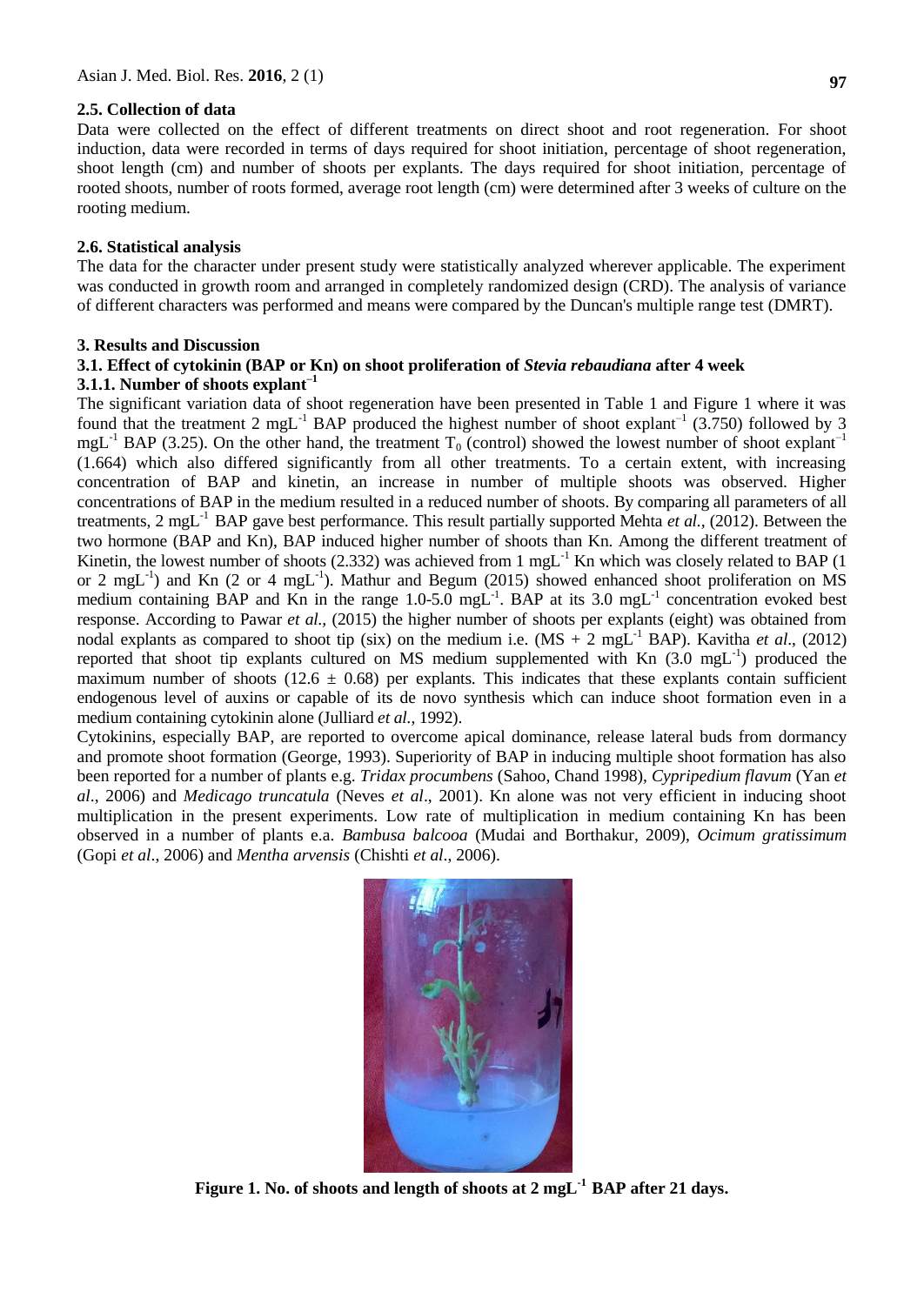### 2.5. Collection of data

Data were collected on the effect of different treatments on direct shoot and root regeneration. For shoot induction, data were recorded in terms of days required for shoot initiation, percentage of shoot regeneration, shoot length (cm) and number of shoots per explants. The days required for shoot initiation, percentage of rooted shoots, number of roots formed, average root length (cm) were determined after 3 weeks of culture on the rooting medium.

### 2.6. Statistical analysis

The data for the character under present study were statistically analyzed wherever applicable. The experiment was conducted in growth room and arranged in completely randomized design (CRD). The analysis of variance of different characters was performed and means were compared by the Duncan's multiple range test (DMRT).

## 3. Results and Discussion

### 3.1. Effect of cytokinin (BAP or Kn) on shoot proliferation of *Stevia rebaudiana* after 4 week

#### 3.1.1. Number of shoots explant$^{-1}$

The significant variation data of shoot regeneration have been presented in Table 1 and Figure 1 where it was found that the treatment 2 mgL$^{-1}$ BAP produced the highest number of shoot explant$^{-1}$ (3.750) followed by 3 mgL$^{-1}$ BAP (3.25). On the other hand, the treatment $T_0$ (control) showed the lowest number of shoot explant$^{-1}$ (1.664) which also differed significantly from all other treatments. To a certain extent, with increasing concentration of BAP and kinetin, an increase in number of multiple shoots was observed. Higher concentrations of BAP in the medium resulted in a reduced number of shoots. By comparing all parameters of all treatments, 2 mgL$^{-1}$ BAP gave best performance. This result partially supported Mehta *et al.,* (2012). Between the two hormone (BAP and Kn), BAP induced higher number of shoots than Kn. Among the different treatment of Kinetin, the lowest number of shoots (2.332) was achieved from 1 mgL$^{-1}$ Kn which was closely related to BAP (1 or 2 mgL$^{-1}$) and Kn (2 or 4 mgL$^{-1}$). Mathur and Begum (2015) showed enhanced shoot proliferation on MS medium containing BAP and Kn in the range 1.0-5.0 mgL$^{-1}$. BAP at its 3.0 mgL$^{-1}$ concentration evoked best response. According to Pawar *et al.,* (2015) the higher number of shoots per explants (eight) was obtained from nodal explants as compared to shoot tip (six) on the medium i.e. (MS + 2 mgL$^{-1}$ BAP). Kavitha *et al.,* (2012) reported that shoot tip explants cultured on MS medium supplemented with Kn (3.0 mgL$^{-1}$) produced the maximum number of shoots (12.6 ± 0.68) per explants. This indicates that these explants contain sufficient endogenous level of auxins or capable of its de novo synthesis which can induce shoot formation even in a medium containing cytokinin alone (Julliard *et al.,* 1992).

Cytokinins, especially BAP, are reported to overcome apical dominance, release lateral buds from dormancy and promote shoot formation (George, 1993). Superiority of BAP in inducing multiple shoot formation has also been reported for a number of plants e.g. *Tridax procumbens* (Sahoo, Chand 1998), *Cypripedium flavum* (Yan *et al*., 2006) and *Medicago truncatula* (Neves *et al*., 2001). Kn alone was not very efficient in inducing shoot multiplication in the present experiments. Low rate of multiplication in medium containing Kn has been observed in a number of plants e.a. *Bambusa balcooa* (Mudai and Borthakur, 2009), *Ocimum gratissimum* (Gopi *et al*., 2006) and *Mentha arvensis* (Chishti *et al*., 2006).

**Figure 1. No. of shoots and length of shoots at 2 mgL$^{-1}$ BAP after 21 days.**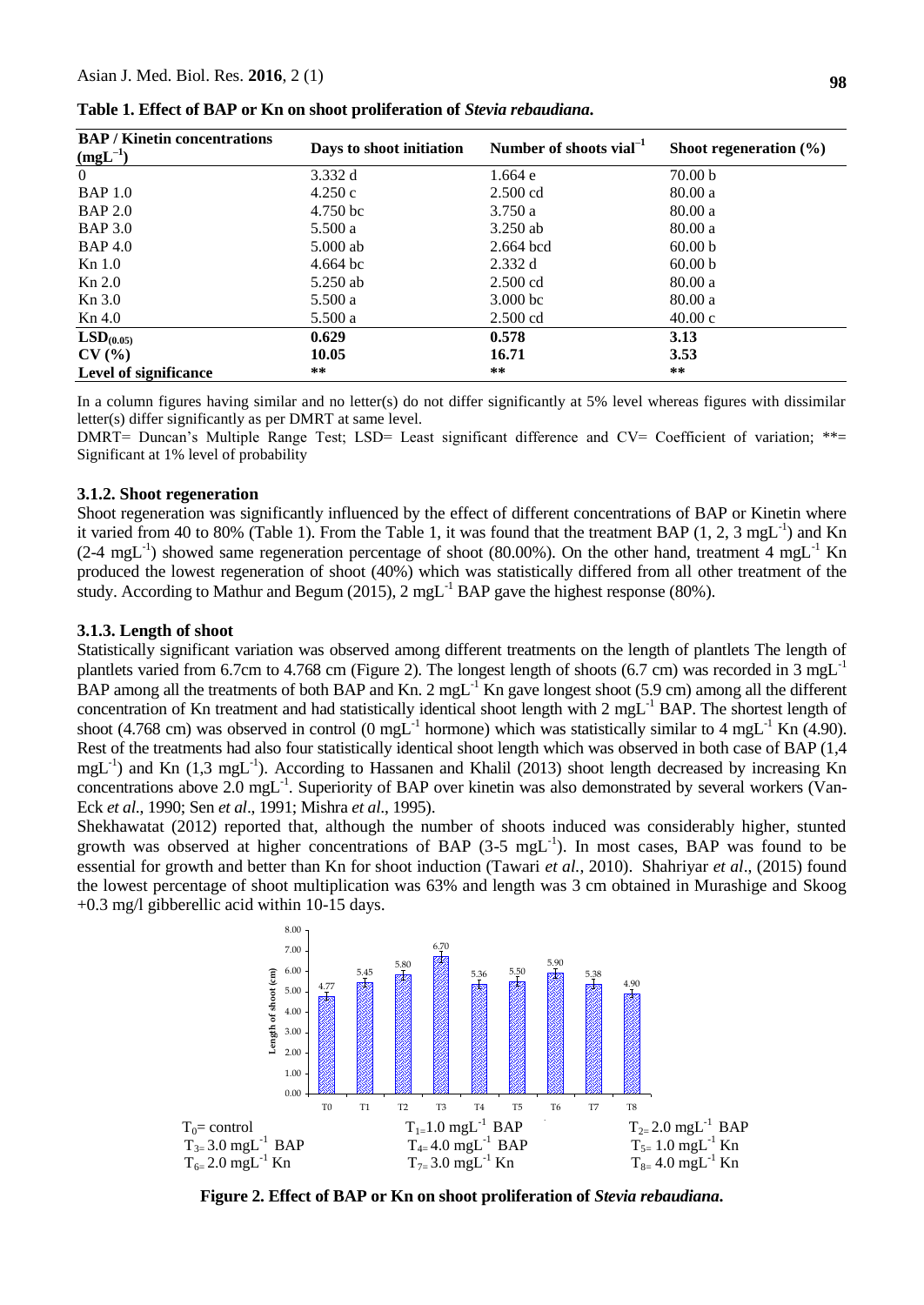**Table 1. Effect of BAP or Kn on shoot proliferation of *Stevia rebaudiana*.**

| BAP / Kinetin concentrations ($mgL^{-1}$) | Days to shoot initiation | Number of shoots $vial^{-1}$ | Shoot regeneration (%) |
|---|---|---|---|
| 0 | 3.332 d | 1.664 e | 70.00 b |
| BAP 1.0 | 4.250 c | 2.500 cd | 80.00 a |
| BAP 2.0 | 4.750 bc | 3.750 a | 80.00 a |
| BAP 3.0 | 5.500 a | 3.250 ab | 80.00 a |
| BAP 4.0 | 5.000 ab | 2.664 bcd | 60.00 b |
| Kn 1.0 | 4.664 bc | 2.332 d | 60.00 b |
| Kn 2.0 | 5.250 ab | 2.500 cd | 80.00 a |
| Kn 3.0 | 5.500 a | 3.000 bc | 80.00 a |
| Kn 4.0 | 5.500 a | 2.500 cd | 40.00 c |
| **$LSD_{(0.05)}$** | **0.629** | **0.578** | **3.13** |
| **CV (%)** | **10.05** | **16.71** | **3.53** |
| **Level of significance** | ** | ** | ** |

In a column figures having similar and no letter(s) do not differ significantly at 5% level whereas figures with dissimilar letter(s) differ significantly as per DMRT at same level.

DMRT= Duncan's Multiple Range Test; LSD= Least significant difference and CV= Coefficient of variation; **= Significant at 1% level of probability

### 3.1.2. Shoot regeneration

Shoot regeneration was significantly influenced by the effect of different concentrations of BAP or Kinetin where it varied from 40 to 80% (Table 1). From the Table 1, it was found that the treatment BAP (1, 2, 3 $mgL^{-1}$) and Kn (2-4 $mgL^{-1}$) showed same regeneration percentage of shoot (80.00%). On the other hand, treatment 4 $mgL^{-1}$ Kn produced the lowest regeneration of shoot (40%) which was statistically differed from all other treatment of the study. According to Mathur and Begum (2015), 2 $mgL^{-1}$ BAP gave the highest response (80%).

### 3.1.3. Length of shoot

Statistically significant variation was observed among different treatments on the length of plantlets The length of plantlets varied from 6.7cm to 4.768 cm (Figure 2). The longest length of shoots (6.7 cm) was recorded in 3 $mgL^{-1}$ BAP among all the treatments of both BAP and Kn. 2 $mgL^{-1}$ Kn gave longest shoot (5.9 cm) among all the different concentration of Kn treatment and had statistically identical shoot length with 2 $mgL^{-1}$ BAP. The shortest length of shoot (4.768 cm) was observed in control (0 $mgL^{-1}$ hormone) which was statistically similar to 4 $mgL^{-1}$ Kn (4.90). Rest of the treatments had also four statistically identical shoot length which was observed in both case of BAP (1,4 $mgL^{-1}$) and Kn (1,3 $mgL^{-1}$). According to Hassanen and Khalil (2013) shoot length decreased by increasing Kn concentrations above 2.0 $mgL^{-1}$. Superiority of BAP over kinetin was also demonstrated by several workers (Van-Eck *et al*., 1990; Sen *et al*., 1991; Mishra *et al*., 1995).

Shekhawatat (2012) reported that, although the number of shoots induced was considerably higher, stunted growth was observed at higher concentrations of BAP (3-5 $mgL^{-1}$). In most cases, BAP was found to be essential for growth and better than Kn for shoot induction (Tawari *et al.*, 2010). Shahriyar *et al*., (2015) found the lowest percentage of shoot multiplication was 63% and length was 3 cm obtained in Murashige and Skoog +0.3 mg/l gibberellic acid within 10-15 days.

| Treatment | Length of shoot (cm) |
|---|---|
| T0 | 4.77 |
| T1 | 5.45 |
| T2 | 5.80 |
| T3 | 6.70 |
| T4 | 5.36 |
| T5 | 5.50 |
| T6 | 5.90 |
| T7 | 5.38 |
| T8 | 4.90 |

$T_0$= control; $T_1$= 1.0 $mgL^{-1}$ BAP; $T_2$= 2.0 $mgL^{-1}$ BAP; $T_3$= 3.0 $mgL^{-1}$ BAP; $T_4$= 4.0 $mgL^{-1}$ BAP; $T_5$= 1.0 $mgL^{-1}$ Kn; $T_6$= 2.0 $mgL^{-1}$ Kn; $T_7$= 3.0 $mgL^{-1}$ Kn; $T_8$= 4.0 $mgL^{-1}$ Kn

**Figure 2. Effect of BAP or Kn on shoot proliferation of *Stevia rebaudiana*.**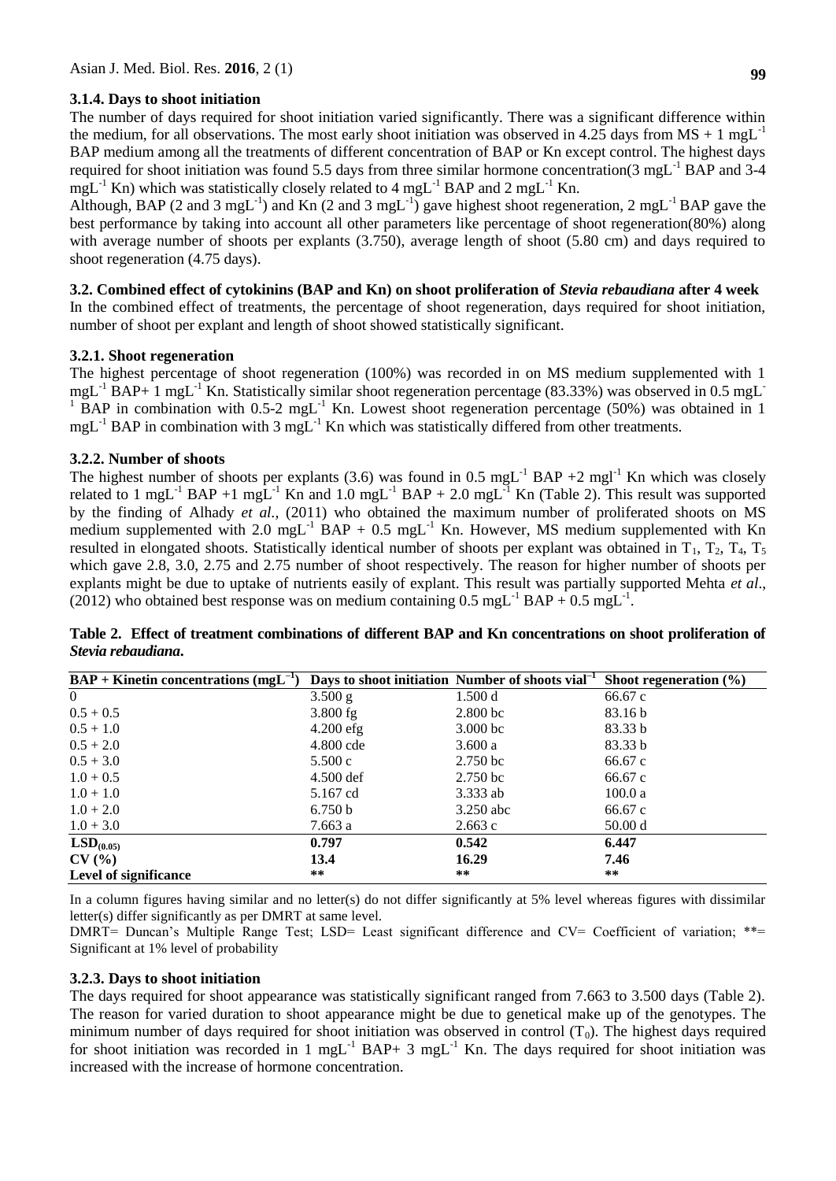### 3.1.4. Days to shoot initiation

The number of days required for shoot initiation varied significantly. There was a significant difference within the medium, for all observations. The most early shoot initiation was observed in 4.25 days from MS + 1 $mgL^{-1}$ BAP medium among all the treatments of different concentration of BAP or Kn except control. The highest days required for shoot initiation was found 5.5 days from three similar hormone concentration(3 $mgL^{-1}$ BAP and 3-4 $mgL^{-1}$ Kn) which was statistically closely related to 4 $mgL^{-1}$ BAP and 2 $mgL^{-1}$ Kn.

Although, BAP (2 and 3 $mgL^{-1}$) and Kn (2 and 3 $mgL^{-1}$) gave highest shoot regeneration, 2 $mgL^{-1}$ BAP gave the best performance by taking into account all other parameters like percentage of shoot regeneration(80%) along with average number of shoots per explants (3.750), average length of shoot (5.80 cm) and days required to shoot regeneration (4.75 days).

## 3.2. Combined effect of cytokinins (BAP and Kn) on shoot proliferation of *Stevia rebaudiana* after 4 week

In the combined effect of treatments, the percentage of shoot regeneration, days required for shoot initiation, number of shoot per explant and length of shoot showed statistically significant.

### 3.2.1. Shoot regeneration

The highest percentage of shoot regeneration (100%) was recorded in on MS medium supplemented with 1 $mgL^{-1}$ BAP+ 1 $mgL^{-1}$ Kn. Statistically similar shoot regeneration percentage (83.33%) was observed in 0.5 $mgL^{-1}$ BAP in combination with 0.5-2 $mgL^{-1}$ Kn. Lowest shoot regeneration percentage (50%) was obtained in 1 $mgL^{-1}$ BAP in combination with 3 $mgL^{-1}$ Kn which was statistically differed from other treatments.

### 3.2.2. Number of shoots

The highest number of shoots per explants (3.6) was found in 0.5 $mgL^{-1}$ BAP +2 $mgl^{-1}$ Kn which was closely related to 1 $mgL^{-1}$ BAP +1 $mgL^{-1}$ Kn and 1.0 $mgL^{-1}$ BAP + 2.0 $mgL^{-1}$ Kn (Table 2). This result was supported by the finding of Alhady *et al.,* (2011) who obtained the maximum number of proliferated shoots on MS medium supplemented with 2.0 $mgL^{-1}$ BAP + 0.5 $mgL^{-1}$ Kn. However, MS medium supplemented with Kn resulted in elongated shoots. Statistically identical number of shoots per explant was obtained in $T_1$, $T_2$, $T_4$, $T_5$ which gave 2.8, 3.0, 2.75 and 2.75 number of shoot respectively. The reason for higher number of shoots per explants might be due to uptake of nutrients easily of explant. This result was partially supported Mehta *et al*., (2012) who obtained best response was on medium containing 0.5 $mgL^{-1}$ BAP + 0.5 $mgL^{-1}$.

**Table 2. Effect of treatment combinations of different BAP and Kn concentrations on shoot proliferation of *Stevia rebaudiana*.**

| BAP + Kinetin concentrations ($mgL^{-1}$) | Days to shoot initiation | Number of shoots $vial^{-1}$ | Shoot regeneration (%) |
|---|---|---|---|
| 0 | 3.500 g | 1.500 d | 66.67 c |
| 0.5 + 0.5 | 3.800 fg | 2.800 bc | 83.16 b |
| 0.5 + 1.0 | 4.200 efg | 3.000 bc | 83.33 b |
| 0.5 + 2.0 | 4.800 cde | 3.600 a | 83.33 b |
| 0.5 + 3.0 | 5.500 c | 2.750 bc | 66.67 c |
| 1.0 + 0.5 | 4.500 def | 2.750 bc | 66.67 c |
| 1.0 + 1.0 | 5.167 cd | 3.333 ab | 100.0 a |
| 1.0 + 2.0 | 6.750 b | 3.250 abc | 66.67 c |
| 1.0 + 3.0 | 7.663 a | 2.663 c | 50.00 d |
| **$LSD_{(0.05)}$** | **0.797** | **0.542** | **6.447** |
| **CV (%)** | **13.4** | **16.29** | **7.46** |
| **Level of significance** | ** | ** | ** |

In a column figures having similar and no letter(s) do not differ significantly at 5% level whereas figures with dissimilar letter(s) differ significantly as per DMRT at same level.

DMRT= Duncan's Multiple Range Test; LSD= Least significant difference and CV= Coefficient of variation; **= Significant at 1% level of probability

### 3.2.3. Days to shoot initiation

The days required for shoot appearance was statistically significant ranged from 7.663 to 3.500 days (Table 2). The reason for varied duration to shoot appearance might be due to genetical make up of the genotypes. The minimum number of days required for shoot initiation was observed in control ($T_0$). The highest days required for shoot initiation was recorded in 1 $mgL^{-1}$ BAP+ 3 $mgL^{-1}$ Kn. The days required for shoot initiation was increased with the increase of hormone concentration.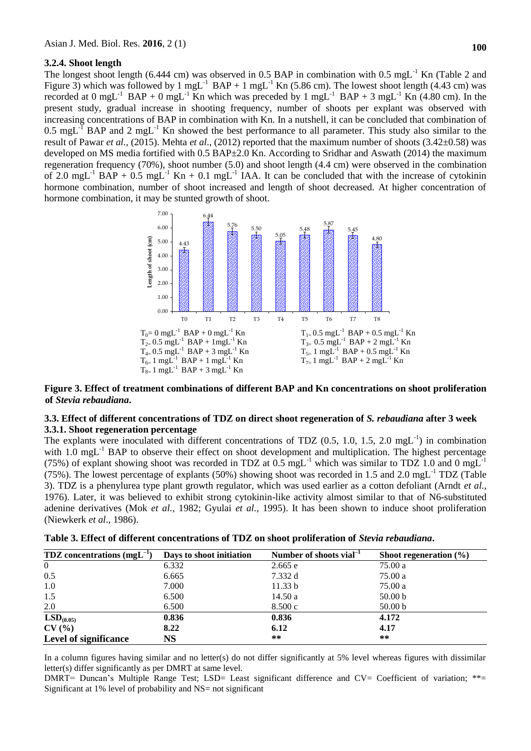### 3.2.4. Shoot length

The longest shoot length (6.444 cm) was observed in 0.5 BAP in combination with 0.5 $mgL^{-1}$ Kn (Table 2 and Figure 3) which was followed by 1 $mgL^{-1}$ BAP + 1 $mgL^{-1}$ Kn (5.86 cm). The lowest shoot length (4.43 cm) was recorded at 0 $mgL^{-1}$ BAP + 0 $mgL^{-1}$ Kn which was preceded by 1 $mgL^{-1}$ BAP + 3 $mgL^{-1}$ Kn (4.80 cm). In the present study, gradual increase in shooting frequency, number of shoots per explant was observed with increasing concentrations of BAP in combination with Kn. In a nutshell, it can be concluded that combination of 0.5 $mgL^{-1}$ BAP and 2 $mgL^{-1}$ Kn showed the best performance to all parameter. This study also similar to the result of Pawar *et al.*, (2015). Mehta *et al.*, (2012) reported that the maximum number of shoots (3.42±0.58) was developed on MS media fortified with 0.5 BAP±2.0 Kn. According to Sridhar and Aswath (2014) the maximum regeneration frequency (70%), shoot number (5.0) and shoot length (4.4 cm) were observed in the combination of 2.0 $mgL^{-1}$ BAP + 0.5 $mgL^{-1}$ Kn + 0.1 $mgL^{-1}$ IAA. It can be concluded that with the increase of cytokinin hormone combination, number of shoot increased and length of shoot decreased. At higher concentration of hormone combination, it may be stunted growth of shoot.

$T_0$= 0 $mgL^{-1}$ BAP + 0 $mgL^{-1}$ Kn; $T_1$= 0.5 $mgL^{-1}$ BAP + 0.5 $mgL^{-1}$ Kn; $T_2$= 0.5 $mgL^{-1}$ BAP + 1 $mgL^{-1}$ Kn; $T_3$= 0.5 $mgL^{-1}$ BAP + 2 $mgL^{-1}$ Kn; $T_4$= 0.5 $mgL^{-1}$ BAP + 3 $mgL^{-1}$ Kn; $T_5$= 1 $mgL^{-1}$ BAP + 0.5 $mgL^{-1}$ Kn; $T_6$= 1 $mgL^{-1}$ BAP + 1 $mgL^{-1}$ Kn; $T_7$= 1 $mgL^{-1}$ BAP + 2 $mgL^{-1}$ Kn; $T_8$= 1 $mgL^{-1}$ BAP + 3 $mgL^{-1}$ Kn

**Figure 3. Effect of treatment combinations of different BAP and Kn concentrations on shoot proliferation of *Stevia rebaudiana*.**

## 3.3. Effect of different concentrations of TDZ on direct shoot regeneration of *S. rebaudiana* after 3 week

### 3.3.1. Shoot regeneration percentage

The explants were inoculated with different concentrations of TDZ (0.5, 1.0, 1.5, 2.0 $mgL^{-1}$) in combination with 1.0 $mgL^{-1}$ BAP to observe their effect on shoot development and multiplication. The highest percentage (75%) of explant showing shoot was recorded in TDZ at 0.5 $mgL^{-1}$ which was similar to TDZ 1.0 and 0 $mgL^{-1}$ (75%). The lowest percentage of explants (50%) showing shoot was recorded in 1.5 and 2.0 $mgL^{-1}$ TDZ (Table 3). TDZ is a phenylurea type plant growth regulator, which was used earlier as a cotton defoliant (Arndt *et al.*, 1976). Later, it was believed to exhibit strong cytokinin-like activity almost similar to that of N6-substituted adenine derivatives (Mok *et al.*, 1982; Gyulai *et al.*, 1995). It has been shown to induce shoot proliferation (Niewkerk *et al*., 1986).

**Table 3. Effect of different concentrations of TDZ on shoot proliferation of *Stevia rebaudiana*.**

| TDZ concentrations ($mgL^{-1}$) | Days to shoot initiation | Number of shoots $vial^{-1}$ | Shoot regeneration (%) |
|---|---|---|---|
| 0 | 6.332 | 2.665 e | 75.00 a |
| 0.5 | 6.665 | 7.332 d | 75.00 a |
| 1.0 | 7.000 | 11.33 b | 75.00 a |
| 1.5 | 6.500 | 14.50 a | 50.00 b |
| 2.0 | 6.500 | 8.500 c | 50.00 b |
| **$LSD_{(0.05)}$** | **0.836** | **0.836** | **4.172** |
| **CV (%)** | **8.22** | **6.12** | **4.17** |
| **Level of significance** | **NS** | ** | ** |

In a column figures having similar and no letter(s) do not differ significantly at 5% level whereas figures with dissimilar letter(s) differ significantly as per DMRT at same level.

DMRT= Duncan's Multiple Range Test; LSD= Least significant difference and CV= Coefficient of variation; **= Significant at 1% level of probability and NS= not significant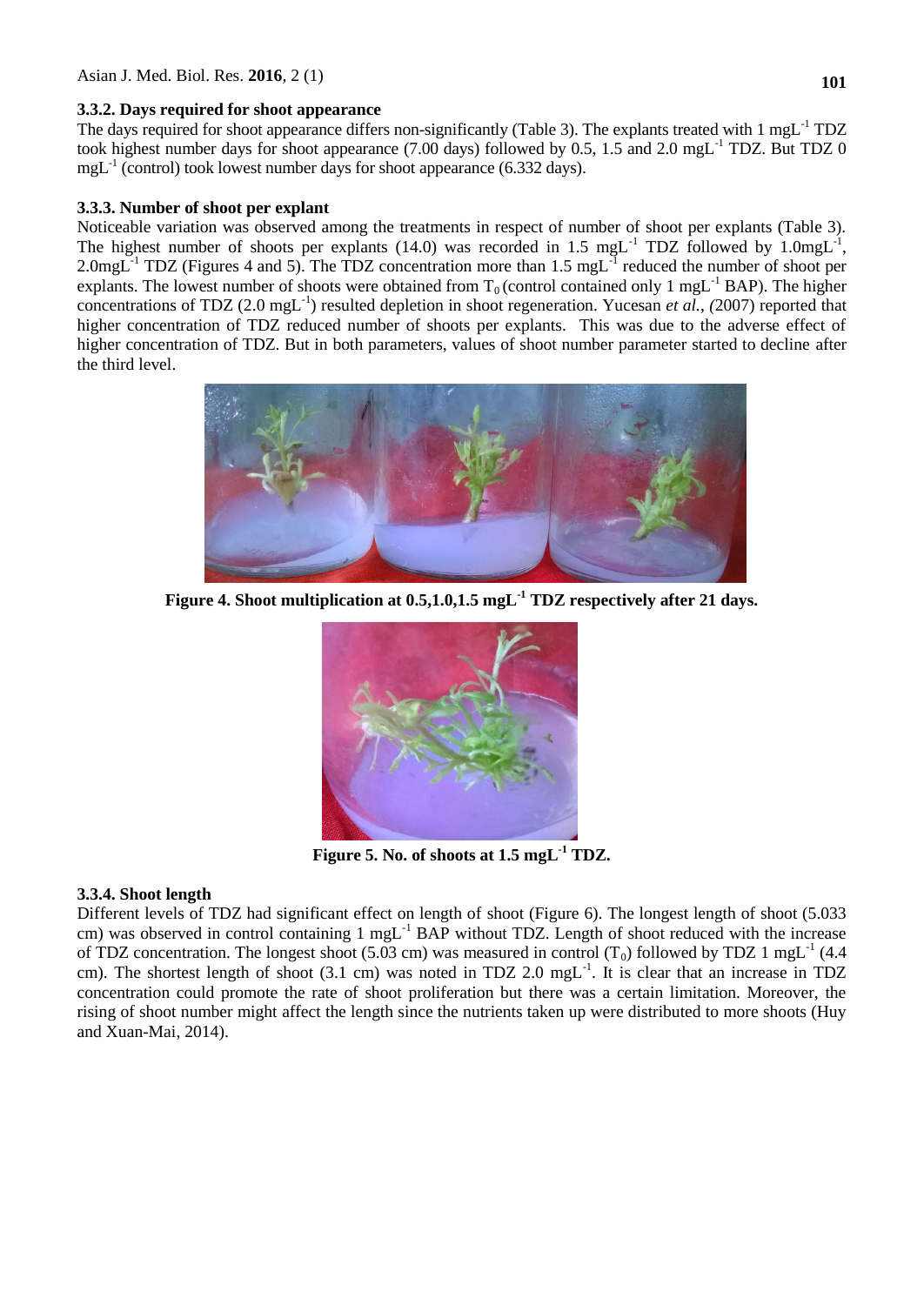### 3.3.2. Days required for shoot appearance

The days required for shoot appearance differs non-significantly (Table 3). The explants treated with 1 mgL$^{-1}$ TDZ took highest number days for shoot appearance (7.00 days) followed by 0.5, 1.5 and 2.0 mgL$^{-1}$ TDZ. But TDZ 0 mgL$^{-1}$ (control) took lowest number days for shoot appearance (6.332 days).

### 3.3.3. Number of shoot per explant

Noticeable variation was observed among the treatments in respect of number of shoot per explants (Table 3). The highest number of shoots per explants (14.0) was recorded in 1.5 mgL$^{-1}$ TDZ followed by 1.0mgL$^{-1}$, 2.0mgL$^{-1}$ TDZ (Figures 4 and 5). The TDZ concentration more than 1.5 mgL$^{-1}$ reduced the number of shoot per explants. The lowest number of shoots were obtained from $T_0$ (control contained only 1 mgL$^{-1}$ BAP). The higher concentrations of TDZ (2.0 mgL$^{-1}$) resulted depletion in shoot regeneration. Yucesan *et al., (*2007) reported that higher concentration of TDZ reduced number of shoots per explants. This was due to the adverse effect of higher concentration of TDZ. But in both parameters, values of shoot number parameter started to decline after the third level.

**Figure 4. Shoot multiplication at 0.5,1.0,1.5 mgL$^{-1}$ TDZ respectively after 21 days.**

**Figure 5. No. of shoots at 1.5 mgL$^{-1}$ TDZ.**

### 3.3.4. Shoot length

Different levels of TDZ had significant effect on length of shoot (Figure 6). The longest length of shoot (5.033 cm) was observed in control containing 1 mgL$^{-1}$ BAP without TDZ. Length of shoot reduced with the increase of TDZ concentration. The longest shoot (5.03 cm) was measured in control ($T_0$) followed by TDZ 1 mgL$^{-1}$ (4.4 cm). The shortest length of shoot (3.1 cm) was noted in TDZ 2.0 mgL$^{-1}$. It is clear that an increase in TDZ concentration could promote the rate of shoot proliferation but there was a certain limitation. Moreover, the rising of shoot number might affect the length since the nutrients taken up were distributed to more shoots (Huy and Xuan-Mai, 2014).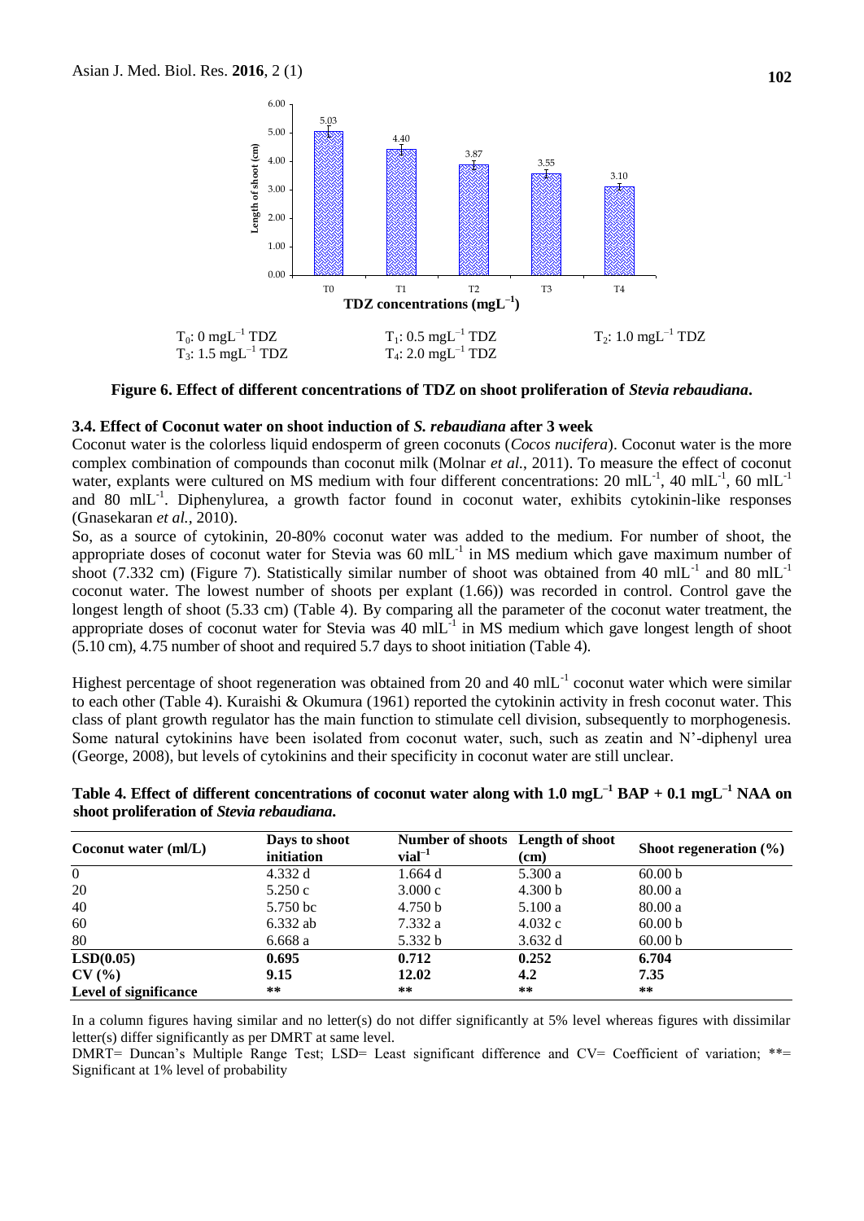T₀ placeholder

$T_0$: 0 $mgL^{-1}$ TDZ $T_1$: 0.5 $mgL^{-1}$ TDZ $T_2$: 1.0 $mgL^{-1}$ TDZ
$T_3$: 1.5 $mgL^{-1}$ TDZ $T_4$: 2.0 $mgL^{-1}$ TDZ

**Figure 6. Effect of different concentrations of TDZ on shoot proliferation of *Stevia rebaudiana*.**

### 3.4. Effect of Coconut water on shoot induction of *S. rebaudiana* after 3 week

Coconut water is the colorless liquid endosperm of green coconuts (*Cocos nucifera*). Coconut water is the more complex combination of compounds than coconut milk (Molnar *et al.*, 2011). To measure the effect of coconut water, explants were cultured on MS medium with four different concentrations: 20 $mlL^{-1}$, 40 $mlL^{-1}$, 60 $mlL^{-1}$ and 80 $mlL^{-1}$. Diphenylurea, a growth factor found in coconut water, exhibits cytokinin-like responses (Gnasekaran *et al.*, 2010).

So, as a source of cytokinin, 20-80% coconut water was added to the medium. For number of shoot, the appropriate doses of coconut water for Stevia was 60 $mlL^{-1}$ in MS medium which gave maximum number of shoot (7.332 cm) (Figure 7). Statistically similar number of shoot was obtained from 40 $mlL^{-1}$ and 80 $mlL^{-1}$ coconut water. The lowest number of shoots per explant (1.66)) was recorded in control. Control gave the longest length of shoot (5.33 cm) (Table 4). By comparing all the parameter of the coconut water treatment, the appropriate doses of coconut water for Stevia was 40 $mlL^{-1}$ in MS medium which gave longest length of shoot (5.10 cm), 4.75 number of shoot and required 5.7 days to shoot initiation (Table 4).

Highest percentage of shoot regeneration was obtained from 20 and 40 $mlL^{-1}$ coconut water which were similar to each other (Table 4). Kuraishi & Okumura (1961) reported the cytokinin activity in fresh coconut water. This class of plant growth regulator has the main function to stimulate cell division, subsequently to morphogenesis. Some natural cytokinins have been isolated from coconut water, such, such as zeatin and N'-diphenyl urea (George, 2008), but levels of cytokinins and their specificity in coconut water are still unclear.

**Table 4. Effect of different concentrations of coconut water along with 1.0 $mgL^{-1}$ BAP + 0.1 $mgL^{-1}$ NAA on shoot proliferation of *Stevia rebaudiana*.**

| Coconut water (ml/L) | Days to shoot initiation | Number of shoots $vial^{-1}$ | Length of shoot (cm) | Shoot regeneration (%) |
|---|---|---|---|---|
| 0 | 4.332 d | 1.664 d | 5.300 a | 60.00 b |
| 20 | 5.250 c | 3.000 c | 4.300 b | 80.00 a |
| 40 | 5.750 bc | 4.750 b | 5.100 a | 80.00 a |
| 60 | 6.332 ab | 7.332 a | 4.032 c | 60.00 b |
| 80 | 6.668 a | 5.332 b | 3.632 d | 60.00 b |
| **LSD(0.05)** | **0.695** | **0.712** | **0.252** | **6.704** |
| **CV (%)** | **9.15** | **12.02** | **4.2** | **7.35** |
| **Level of significance** | ** | ** | ** | ** |

In a column figures having similar and no letter(s) do not differ significantly at 5% level whereas figures with dissimilar letter(s) differ significantly as per DMRT at same level.

DMRT= Duncan's Multiple Range Test; LSD= Least significant difference and CV= Coefficient of variation; **= Significant at 1% level of probability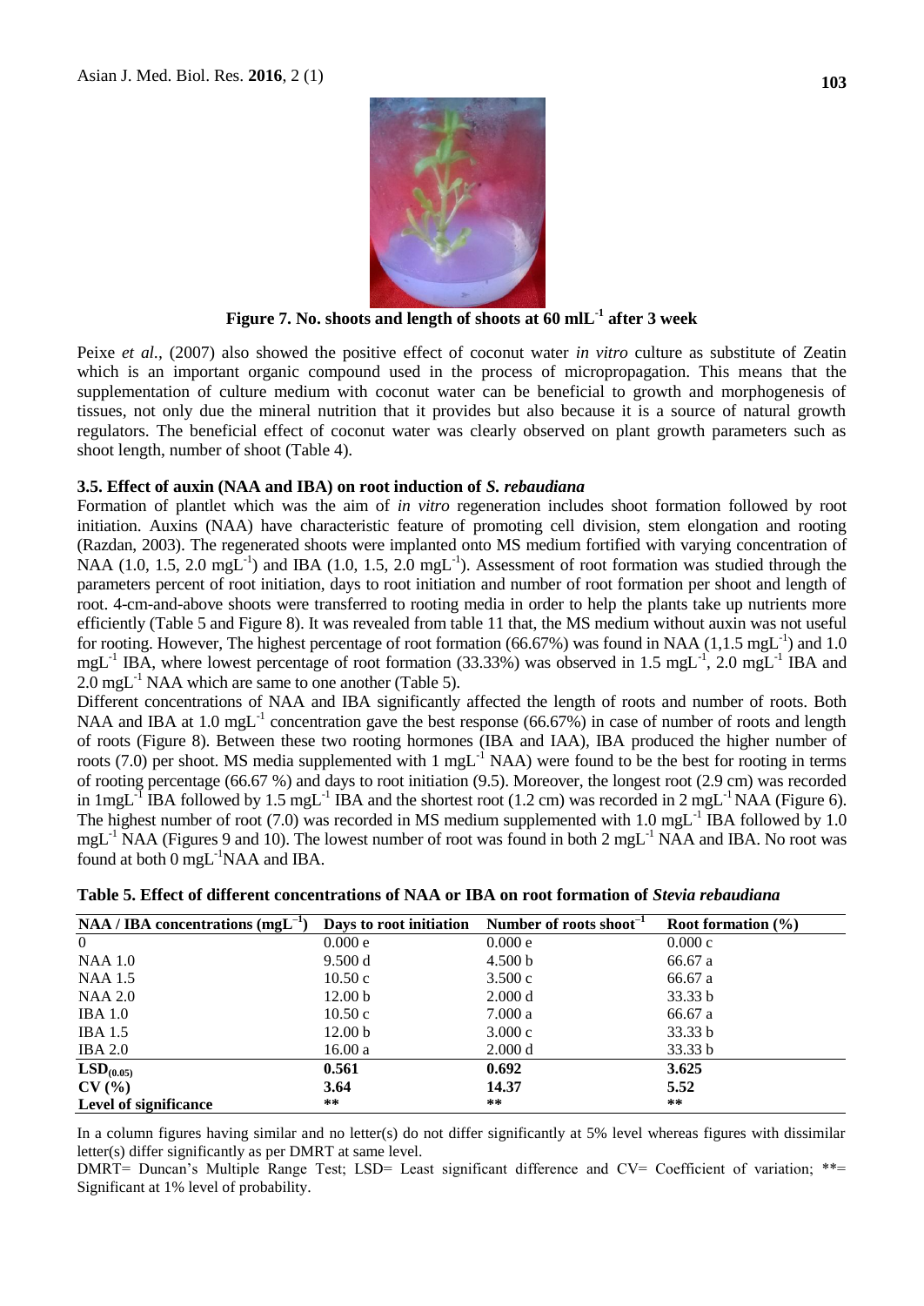Figure 7. No. shoots and length of shoots at 60 mlL$^{-1}$ after 3 week

Peixe *et al.,* (2007) also showed the positive effect of coconut water *in vitro* culture as substitute of Zeatin which is an important organic compound used in the process of micropropagation. This means that the supplementation of culture medium with coconut water can be beneficial to growth and morphogenesis of tissues, not only due the mineral nutrition that it provides but also because it is a source of natural growth regulators. The beneficial effect of coconut water was clearly observed on plant growth parameters such as shoot length, number of shoot (Table 4).

### 3.5. Effect of auxin (NAA and IBA) on root induction of *S. rebaudiana*

Formation of plantlet which was the aim of *in vitro* regeneration includes shoot formation followed by root initiation. Auxins (NAA) have characteristic feature of promoting cell division, stem elongation and rooting (Razdan, 2003). The regenerated shoots were implanted onto MS medium fortified with varying concentration of NAA (1.0, 1.5, 2.0 mgL$^{-1}$) and IBA (1.0, 1.5, 2.0 mgL$^{-1}$). Assessment of root formation was studied through the parameters percent of root initiation, days to root initiation and number of root formation per shoot and length of root. 4-cm-and-above shoots were transferred to rooting media in order to help the plants take up nutrients more efficiently (Table 5 and Figure 8). It was revealed from table 11 that, the MS medium without auxin was not useful for rooting. However, The highest percentage of root formation (66.67%) was found in NAA (1,1.5 mgL$^{-1}$) and 1.0 mgL$^{-1}$ IBA, where lowest percentage of root formation (33.33%) was observed in 1.5 mgL$^{-1}$, 2.0 mgL$^{-1}$ IBA and 2.0 mgL$^{-1}$ NAA which are same to one another (Table 5).

Different concentrations of NAA and IBA significantly affected the length of roots and number of roots. Both NAA and IBA at 1.0 mgL$^{-1}$ concentration gave the best response (66.67%) in case of number of roots and length of roots (Figure 8). Between these two rooting hormones (IBA and IAA), IBA produced the higher number of roots (7.0) per shoot. MS media supplemented with 1 mgL$^{-1}$ NAA) were found to be the best for rooting in terms of rooting percentage (66.67 %) and days to root initiation (9.5). Moreover, the longest root (2.9 cm) was recorded in 1mgL$^{-1}$ IBA followed by 1.5 mgL$^{-1}$ IBA and the shortest root (1.2 cm) was recorded in 2 mgL$^{-1}$ NAA (Figure 6). The highest number of root (7.0) was recorded in MS medium supplemented with 1.0 mgL$^{-1}$ IBA followed by 1.0 mgL$^{-1}$ NAA (Figures 9 and 10). The lowest number of root was found in both 2 mgL$^{-1}$ NAA and IBA. No root was found at both 0 mgL$^{-1}$NAA and IBA.

**Table 5. Effect of different concentrations of NAA or IBA on root formation of *Stevia rebaudiana***

| NAA / IBA concentrations (mgL$^{-1}$) | Days to root initiation | Number of roots shoot$^{-1}$ | Root formation (%) |
|---|---|---|---|
| 0 | 0.000 e | 0.000 e | 0.000 c |
| NAA 1.0 | 9.500 d | 4.500 b | 66.67 a |
| NAA 1.5 | 10.50 c | 3.500 c | 66.67 a |
| NAA 2.0 | 12.00 b | 2.000 d | 33.33 b |
| IBA 1.0 | 10.50 c | 7.000 a | 66.67 a |
| IBA 1.5 | 12.00 b | 3.000 c | 33.33 b |
| IBA 2.0 | 16.00 a | 2.000 d | 33.33 b |
| **$LSD_{(0.05)}$** | **0.561** | **0.692** | **3.625** |
| **CV (%)** | **3.64** | **14.37** | **5.52** |
| **Level of significance** | ** | ** | ** |

In a column figures having similar and no letter(s) do not differ significantly at 5% level whereas figures with dissimilar letter(s) differ significantly as per DMRT at same level.

DMRT= Duncan's Multiple Range Test; LSD= Least significant difference and CV= Coefficient of variation; **= Significant at 1% level of probability.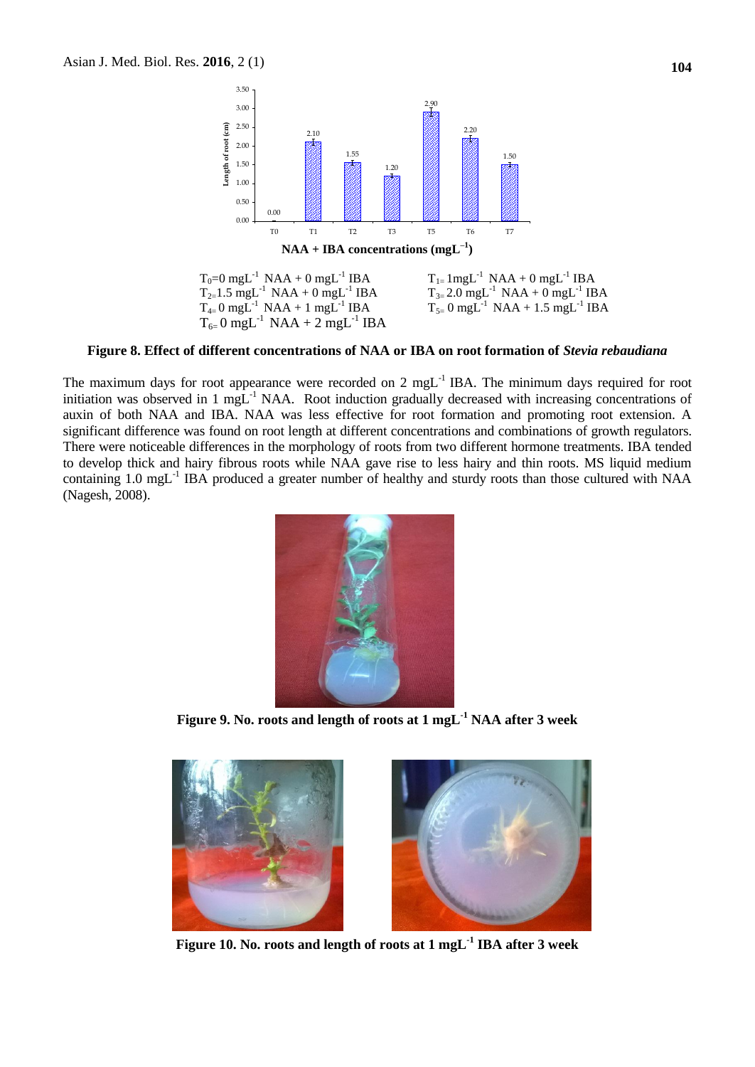T₀=0 mgL$^{-1}$ NAA + 0 mgL$^{-1}$ IBA

$T_{1=}$ 1mgL$^{-1}$ NAA + 0 mgL$^{-1}$ IBA

$T_{2=}$1.5 mgL$^{-1}$ NAA + 0 mgL$^{-1}$ IBA

$T_{3=}$ 2.0 mgL$^{-1}$ NAA + 0 mgL$^{-1}$ IBA

$T_{4=}$ 0 mgL$^{-1}$ NAA + 1 mgL$^{-1}$ IBA

$T_{5=}$ 0 mgL$^{-1}$ NAA + 1.5 mgL$^{-1}$ IBA

$T_{6=}$ 0 mgL$^{-1}$ NAA + 2 mgL$^{-1}$ IBA

**Figure 8. Effect of different concentrations of NAA or IBA on root formation of *Stevia rebaudiana***

The maximum days for root appearance were recorded on 2 mgL$^{-1}$ IBA. The minimum days required for root initiation was observed in 1 mgL$^{-1}$ NAA. Root induction gradually decreased with increasing concentrations of auxin of both NAA and IBA. NAA was less effective for root formation and promoting root extension. A significant difference was found on root length at different concentrations and combinations of growth regulators. There were noticeable differences in the morphology of roots from two different hormone treatments. IBA tended to develop thick and hairy fibrous roots while NAA gave rise to less hairy and thin roots. MS liquid medium containing 1.0 mgL$^{-1}$ IBA produced a greater number of healthy and sturdy roots than those cultured with NAA (Nagesh, 2008).

**Figure 9. No. roots and length of roots at 1 mgL$^{-1}$ NAA after 3 week**

**Figure 10. No. roots and length of roots at 1 mgL$^{-1}$ IBA after 3 week**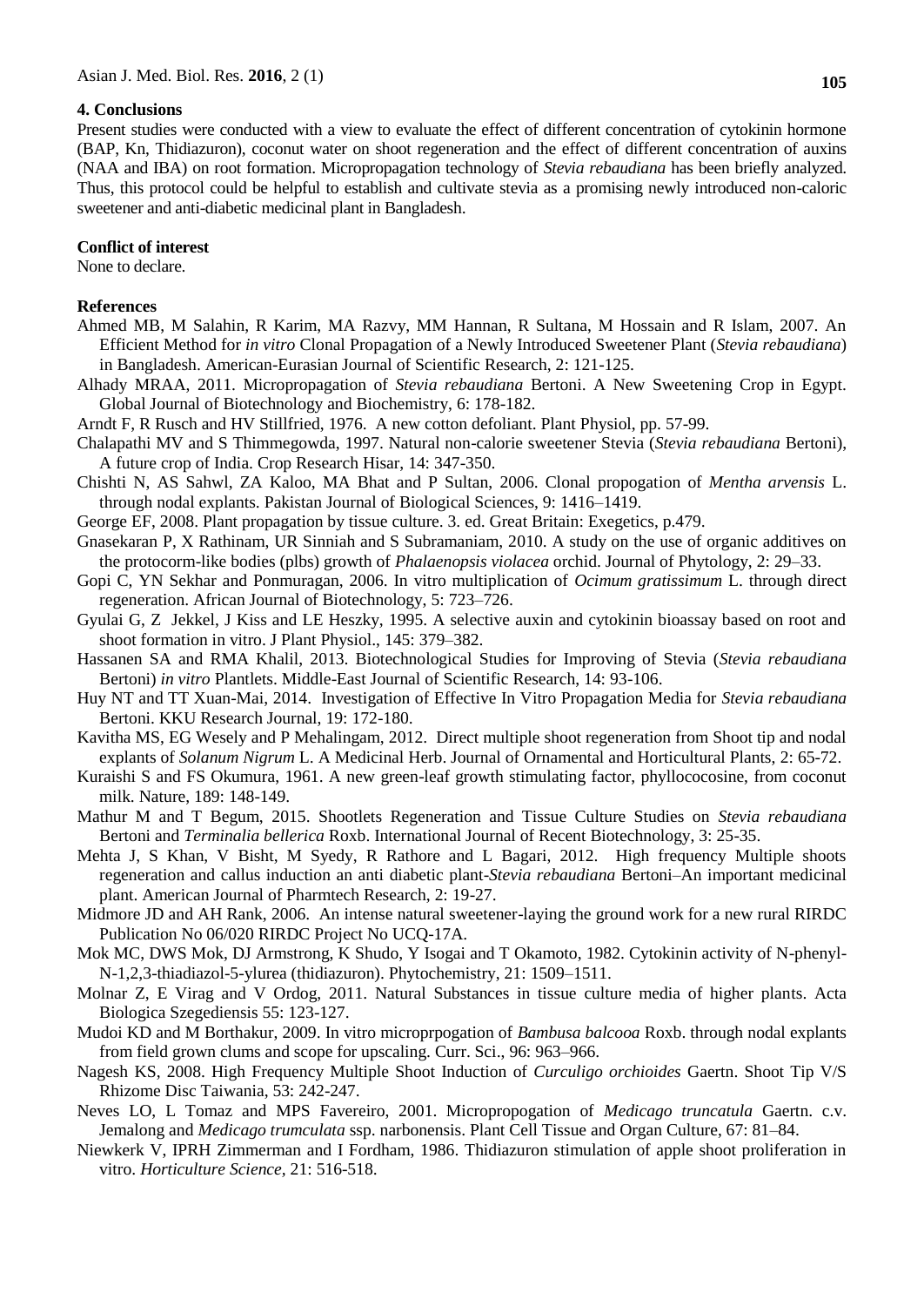## 4. Conclusions

Present studies were conducted with a view to evaluate the effect of different concentration of cytokinin hormone (BAP, Kn, Thidiazuron), coconut water on shoot regeneration and the effect of different concentration of auxins (NAA and IBA) on root formation. Micropropagation technology of *Stevia rebaudiana* has been briefly analyzed. Thus, this protocol could be helpful to establish and cultivate stevia as a promising newly introduced non-caloric sweetener and anti-diabetic medicinal plant in Bangladesh.

## Conflict of interest

None to declare.

## References

Ahmed MB, M Salahin, R Karim, MA Razvy, MM Hannan, R Sultana, M Hossain and R Islam, 2007. An Efficient Method for *in vitro* Clonal Propagation of a Newly Introduced Sweetener Plant (*Stevia rebaudiana*) in Bangladesh. American-Eurasian Journal of Scientific Research, 2: 121-125.

Alhady MRAA, 2011. Micropropagation of *Stevia rebaudiana* Bertoni. A New Sweetening Crop in Egypt. Global Journal of Biotechnology and Biochemistry, 6: 178-182.

Arndt F, R Rusch and HV Stillfried, 1976. A new cotton defoliant. Plant Physiol, pp. 57-99.

Chalapathi MV and S Thimmegowda, 1997. Natural non-calorie sweetener Stevia (*Stevia rebaudiana* Bertoni), A future crop of India. Crop Research Hisar, 14: 347-350.

Chishti N, AS Sahwl, ZA Kaloo, MA Bhat and P Sultan, 2006. Clonal propogation of *Mentha arvensis* L. through nodal explants. Pakistan Journal of Biological Sciences, 9: 1416–1419.

George EF, 2008. Plant propagation by tissue culture. 3. ed. Great Britain: Exegetics, p.479.

Gnasekaran P, X Rathinam, UR Sinniah and S Subramaniam, 2010. A study on the use of organic additives on the protocorm-like bodies (plbs) growth of *Phalaenopsis violacea* orchid. Journal of Phytology, 2: 29–33.

Gopi C, YN Sekhar and Ponmuragan, 2006. In vitro multiplication of *Ocimum gratissimum* L. through direct regeneration. African Journal of Biotechnology, 5: 723–726.

Gyulai G, Z Jekkel, J Kiss and LE Heszky, 1995. A selective auxin and cytokinin bioassay based on root and shoot formation in vitro. J Plant Physiol., 145: 379–382.

Hassanen SA and RMA Khalil, 2013. Biotechnological Studies for Improving of Stevia (*Stevia rebaudiana* Bertoni) *in vitro* Plantlets. Middle-East Journal of Scientific Research, 14: 93-106.

Huy NT and TT Xuan-Mai, 2014. Investigation of Effective In Vitro Propagation Media for *Stevia rebaudiana* Bertoni. KKU Research Journal, 19: 172-180.

Kavitha MS, EG Wesely and P Mehalingam, 2012. Direct multiple shoot regeneration from Shoot tip and nodal explants of *Solanum Nigrum* L. A Medicinal Herb. Journal of Ornamental and Horticultural Plants, 2: 65-72.

Kuraishi S and FS Okumura, 1961. A new green-leaf growth stimulating factor, phyllococosine, from coconut milk. Nature, 189: 148-149.

Mathur M and T Begum, 2015. Shootlets Regeneration and Tissue Culture Studies on *Stevia rebaudiana* Bertoni and *Terminalia bellerica* Roxb. International Journal of Recent Biotechnology, 3: 25-35.

Mehta J, S Khan, V Bisht, M Syedy, R Rathore and L Bagari, 2012. High frequency Multiple shoots regeneration and callus induction an anti diabetic plant-*Stevia rebaudiana* Bertoni–An important medicinal plant. American Journal of Pharmtech Research, 2: 19-27.

Midmore JD and AH Rank, 2006. An intense natural sweetener-laying the ground work for a new rural RIRDC Publication No 06/020 RIRDC Project No UCQ-17A.

Mok MC, DWS Mok, DJ Armstrong, K Shudo, Y Isogai and T Okamoto, 1982. Cytokinin activity of N-phenyl-N-1,2,3-thiadiazol-5-ylurea (thidiazuron). Phytochemistry, 21: 1509–1511.

Molnar Z, E Virag and V Ordog, 2011. Natural Substances in tissue culture media of higher plants. Acta Biologica Szegediensis 55: 123-127.

Mudoi KD and M Borthakur, 2009. In vitro microprpogation of *Bambusa balcooa* Roxb. through nodal explants from field grown clums and scope for upscaling. Curr. Sci., 96: 963–966.

Nagesh KS, 2008. High Frequency Multiple Shoot Induction of *Curculigo orchioides* Gaertn. Shoot Tip V/S Rhizome Disc Taiwania, 53: 242-247.

Neves LO, L Tomaz and MPS Favereiro, 2001. Micropropogation of *Medicago truncatula* Gaertn. c.v. Jemalong and *Medicago trumculata* ssp. narbonensis. Plant Cell Tissue and Organ Culture, 67: 81–84.

Niewkerk V, IPRH Zimmerman and I Fordham, 1986. Thidiazuron stimulation of apple shoot proliferation in vitro. *Horticulture Science*, 21: 516-518.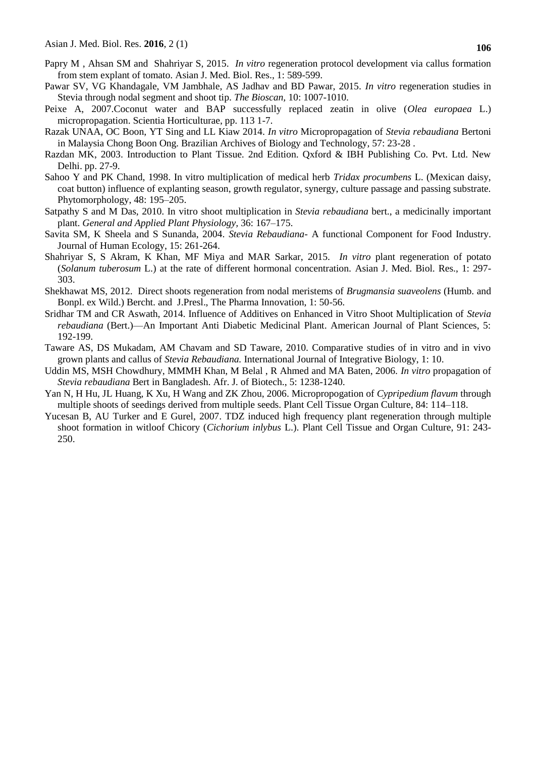Papry M , Ahsan SM and Shahriyar S, 2015. *In vitro* regeneration protocol development via callus formation from stem explant of tomato. Asian J. Med. Biol. Res., 1: 589-599.

Pawar SV, VG Khandagale, VM Jambhale, AS Jadhav and BD Pawar, 2015. *In vitro* regeneration studies in Stevia through nodal segment and shoot tip. *The Bioscan,* 10: 1007-1010.

Peixe A, 2007.Coconut water and BAP successfully replaced zeatin in olive (*Olea europaea* L.) micropropagation. Scientia Horticulturae, pp. 113 1-7.

Razak UNAA, OC Boon, YT Sing and LL Kiaw 2014. *In vitro* Micropropagation of *Stevia rebaudiana* Bertoni in Malaysia Chong Boon Ong. Brazilian Archives of Biology and Technology, 57: 23-28 .

Razdan MK, 2003. Introduction to Plant Tissue. 2nd Edition. Qxford & IBH Publishing Co. Pvt. Ltd. New Delhi. pp. 27-9.

Sahoo Y and PK Chand, 1998. In vitro multiplication of medical herb *Tridax procumbens* L. (Mexican daisy, coat button) influence of explanting season, growth regulator, synergy, culture passage and passing substrate. Phytomorphology, 48: 195–205.

Satpathy S and M Das, 2010. In vitro shoot multiplication in *Stevia rebaudiana* bert., a medicinally important plant. *General and Applied Plant Physiology,* 36: 167–175.

Savita SM, K Sheela and S Sunanda, 2004. *Stevia Rebaudiana*- A functional Component for Food Industry. Journal of Human Ecology, 15: 261-264.

Shahriyar S, S Akram, K Khan, MF Miya and MAR Sarkar, 2015. *In vitro* plant regeneration of potato (*Solanum tuberosum* L.) at the rate of different hormonal concentration. Asian J. Med. Biol. Res., 1: 297-303.

Shekhawat MS, 2012. Direct shoots regeneration from nodal meristems of *Brugmansia suaveolens* (Humb. and Bonpl. ex Wild.) Bercht. and J.Presl., The Pharma Innovation, 1: 50-56.

Sridhar TM and CR Aswath, 2014. Influence of Additives on Enhanced in Vitro Shoot Multiplication of *Stevia rebaudiana* (Bert.)—An Important Anti Diabetic Medicinal Plant. American Journal of Plant Sciences, 5: 192-199.

Taware AS, DS Mukadam, AM Chavam and SD Taware, 2010. Comparative studies of in vitro and in vivo grown plants and callus of *Stevia Rebaudiana.* International Journal of Integrative Biology, 1: 10.

Uddin MS, MSH Chowdhury, MMMH Khan, M Belal , R Ahmed and MA Baten, 2006. *In vitro* propagation of *Stevia rebaudiana* Bert in Bangladesh. Afr. J. of Biotech., 5: 1238-1240.

Yan N, H Hu, JL Huang, K Xu, H Wang and ZK Zhou, 2006. Micropropogation of *Cypripedium flavum* through multiple shoots of seedings derived from multiple seeds. Plant Cell Tissue Organ Culture, 84: 114–118.

Yucesan B, AU Turker and E Gurel, 2007. TDZ induced high frequency plant regeneration through multiple shoot formation in witloof Chicory (*Cichorium inlybus* L.). Plant Cell Tissue and Organ Culture, 91: 243-250.